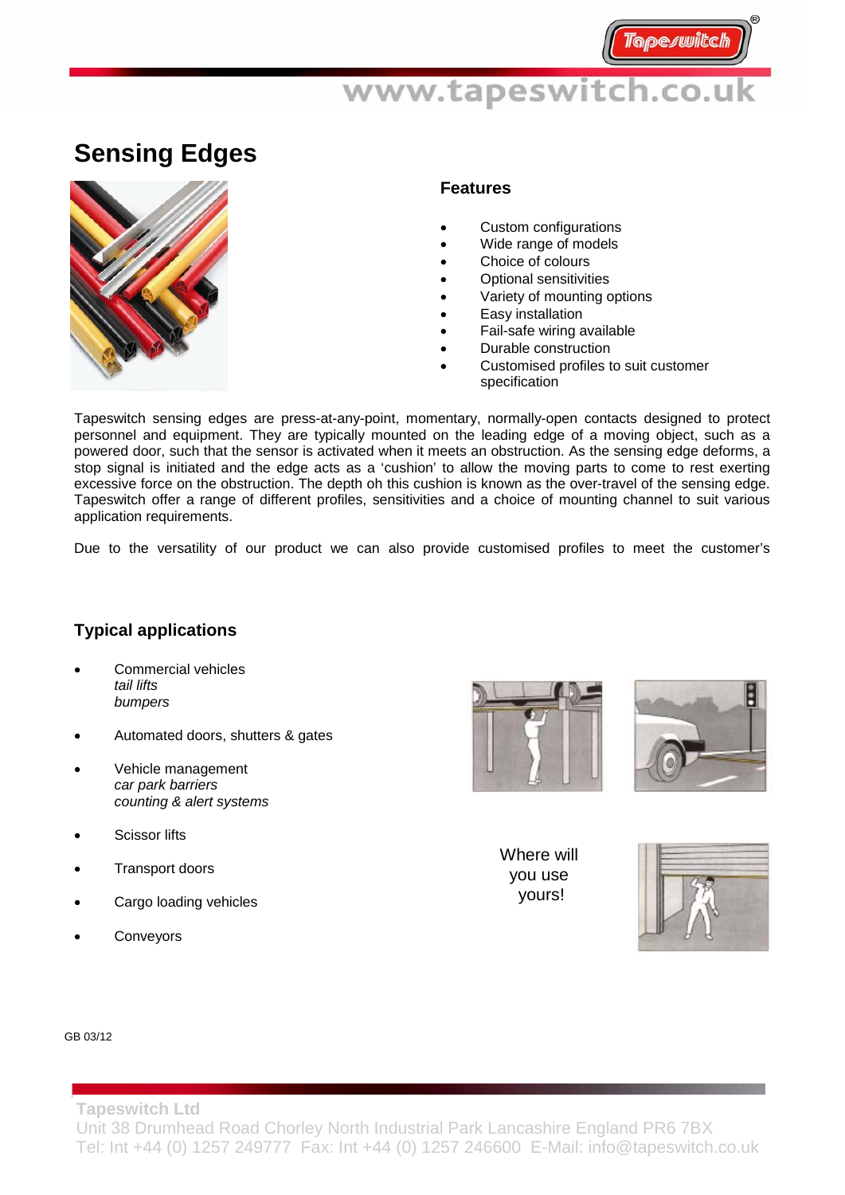# Sensing Edges

## Features

- Custom configurations
- Wide range of models
- Choice of colours
- Optional sensitivities
- Variety of mounting options
- Easy installation
- Fail-safe wiring available
- Durable construction
- Customised profiles to suit customer specification

Tapeswitch sensing edges are press-at-any-point, momentary, normally-open contacts designed to protect personnel and equipment. They are typically mounted on the leading edge of a moving object, such as a powered door, such that the sensor is activated when it meets an obstruction. As the sensing edge deforms, a stop signal is initiated and the edge acts as a 'cushion' to allow the moving parts to come to rest exerting excessive force on the obstruction. The depth oh this cushion is known as the over-travel of the sensing edge. Tapeswitch offer a range of different profiles, sensitivities and a choice of mounting channel to suit various application requirements.

Due to the versatility of our product we can also provide customised profiles to meet the customer's

## Typical applications

- Commercial vehicles
  *tail lifts*
  *bumpers*
- Automated doors, shutters & gates
- Vehicle management
  *car park barriers*
  *counting & alert systems*
- Scissor lifts
- Transport doors
- Cargo loading vehicles
- Conveyors

Where will you use yours!

GB 03/12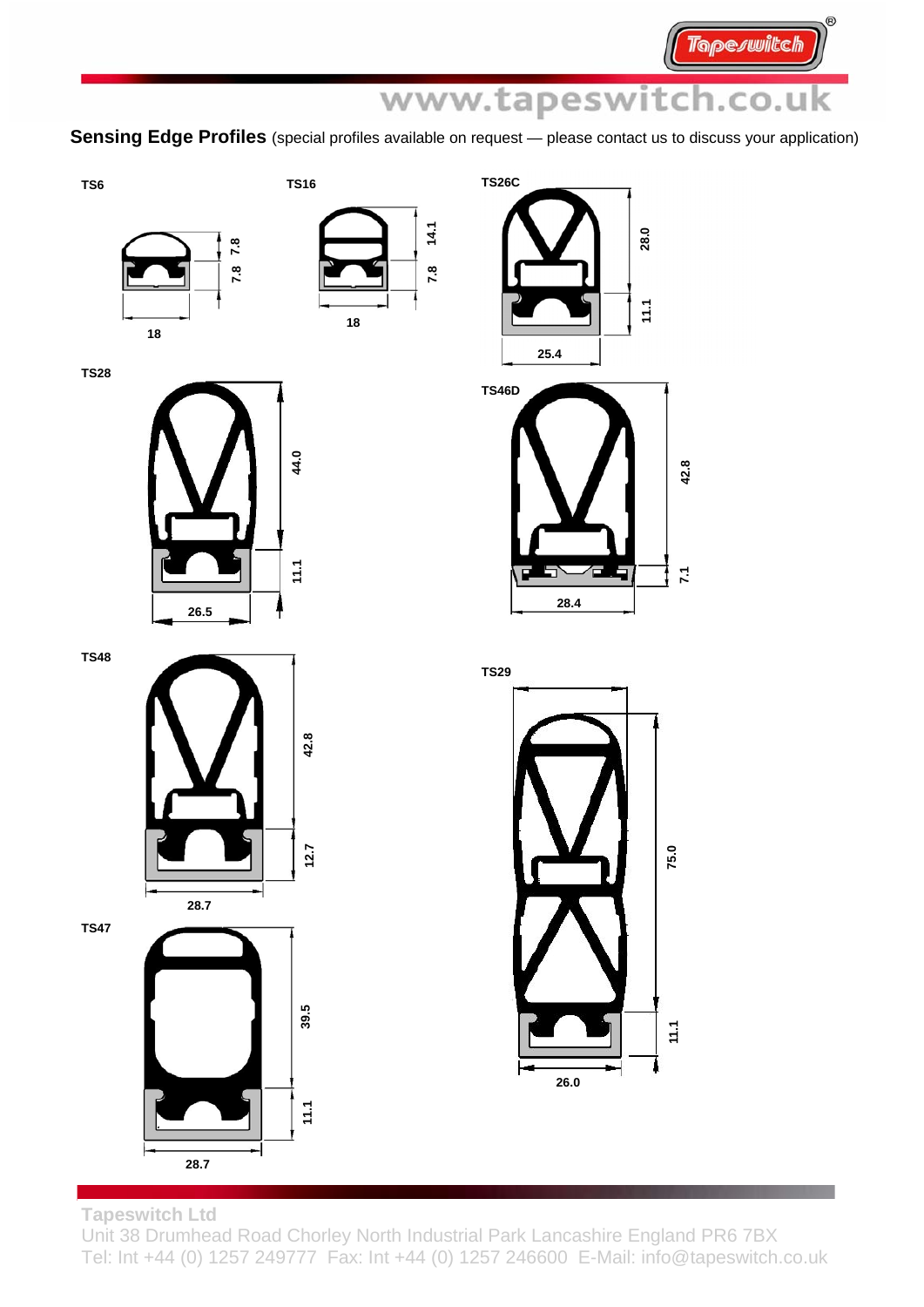**Sensing Edge Profiles** (special profiles available on request — please contact us to discuss your application)

TS6

7.8

7.8

18

TS16

14.1

7.8

18

TS26C

28.0

11.1

25.4

TS28

44.0

11.1

26.5

TS46D

42.8

7.1

28.4

TS48

42.8

12.7

28.7

TS29

75.0

11.1

26.0

TS47

39.5

11.1

28.7

**Tapeswitch Ltd**
Unit 38 Drumhead Road Chorley North Industrial Park Lancashire England PR6 7BX
Tel: Int +44 (0) 1257 249777 Fax: Int +44 (0) 1257 246600 E-Mail: info@tapeswitch.co.uk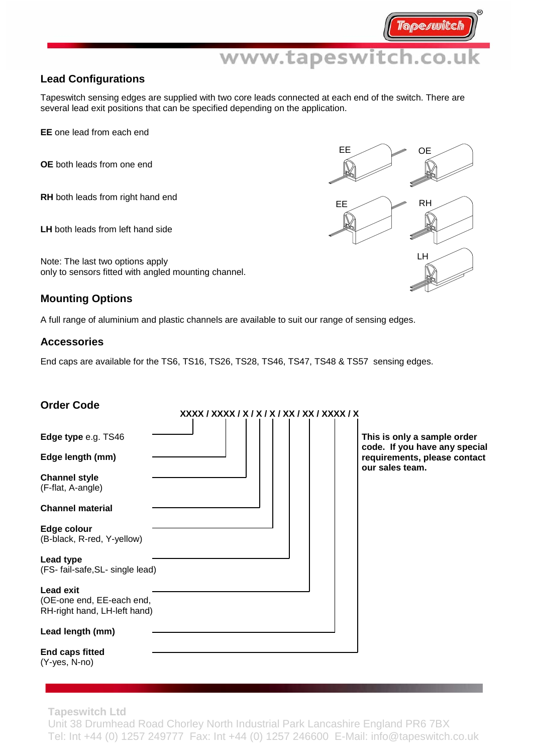## Lead Configurations

Tapeswitch sensing edges are supplied with two core leads connected at each end of the switch. There are several lead exit positions that can be specified depending on the application.

**EE** one lead from each end

**OE** both leads from one end

**RH** both leads from right hand end

**LH** both leads from left hand side

Note: The last two options apply only to sensors fitted with angled mounting channel.

EE
OE
EE
RH
LH

## Mounting Options

A full range of aluminium and plastic channels are available to suit our range of sensing edges.

## Accessories

End caps are available for the TS6, TS16, TS26, TS28, TS46, TS47, TS48 & TS57 sensing edges.

## Order Code

**XXXX / XXXX / X / X / X / XX / XX / XXXX / X**

**Edge type** e.g. TS46

**Edge length (mm)**

**Channel style**
(F-flat, A-angle)

**Channel material**

**Edge colour**
(B-black, R-red, Y-yellow)

**Lead type**
(FS- fail-safe,SL- single lead)

**Lead exit**
(OE-one end, EE-each end, RH-right hand, LH-left hand)

**Lead length (mm)**

**End caps fitted**
(Y-yes, N-no)

**This is only a sample order code. If you have any special requirements, please contact our sales team.**

**Tapeswitch Ltd**
Unit 38 Drumhead Road Chorley North Industrial Park Lancashire England PR6 7BX
Tel: Int +44 (0) 1257 249777 Fax: Int +44 (0) 1257 246600 E-Mail: info@tapeswitch.co.uk